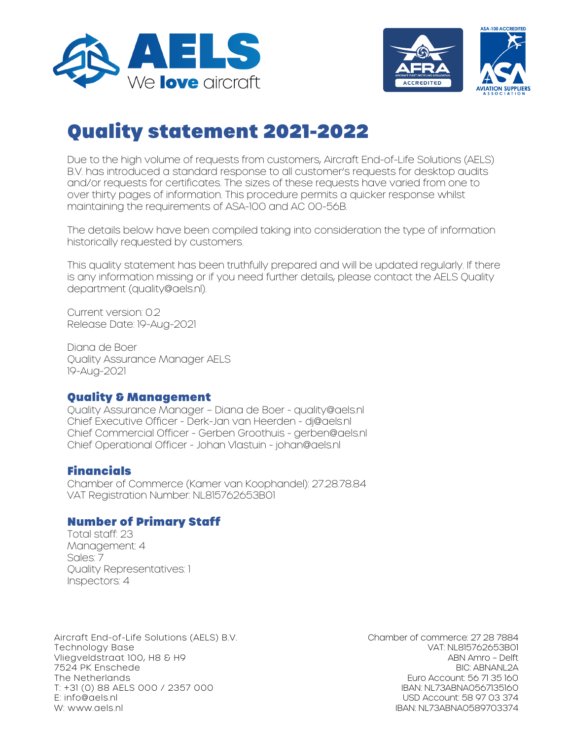# Quality statement 2021-2022

Due to the high volume of requests from customers, Aircraft End-of-Life Solutions (AELS) B.V. has introduced a standard response to all customer's requests for desktop audits and/or requests for certificates. The sizes of these requests have varied from one to over thirty pages of information. This procedure permits a quicker response whilst maintaining the requirements of ASA-100 and AC 00-56B.

The details below have been compiled taking into consideration the type of information historically requested by customers.

This quality statement has been truthfully prepared and will be updated regularly. If there is any information missing or if you need further details, please contact the AELS Quality department (quality@aels.nl).

Current version: 0.2
Release Date: 19-Aug-2021

Diana de Boer
Quality Assurance Manager AELS
19-Aug-2021

## Quality & Management

Quality Assurance Manager – Diana de Boer - quality@aels.nl
Chief Executive Officer - Derk-Jan van Heerden - dj@aels.nl
Chief Commercial Officer - Gerben Groothuis - gerben@aels.nl
Chief Operational Officer - Johan Vlastuin - johan@aels.nl

## Financials

Chamber of Commerce (Kamer van Koophandel): 27.28.78.84
VAT Registration Number: NL815762653B01

## Number of Primary Staff

Total staff: 23
Management: 4
Sales: 7
Quality Representatives: 1
Inspectors: 4

Aircraft End-of-Life Solutions (AELS) B.V.
Technology Base
Vliegveldstraat 100, H8 & H9
7524 PK Enschede
The Netherlands
T: +31 (0) 88 AELS 000 / 2357 000
E: info@aels.nl
W: www.aels.nl

Chamber of commerce: 27 28 7884
VAT: NL815762653B01
ABN Amro – Delft
BIC: ABNANL2A
Euro Account: 56 71 35 160
IBAN: NL73ABNA0567135160
USD Account: 58 97 03 374
IBAN: NL73ABNA0589703374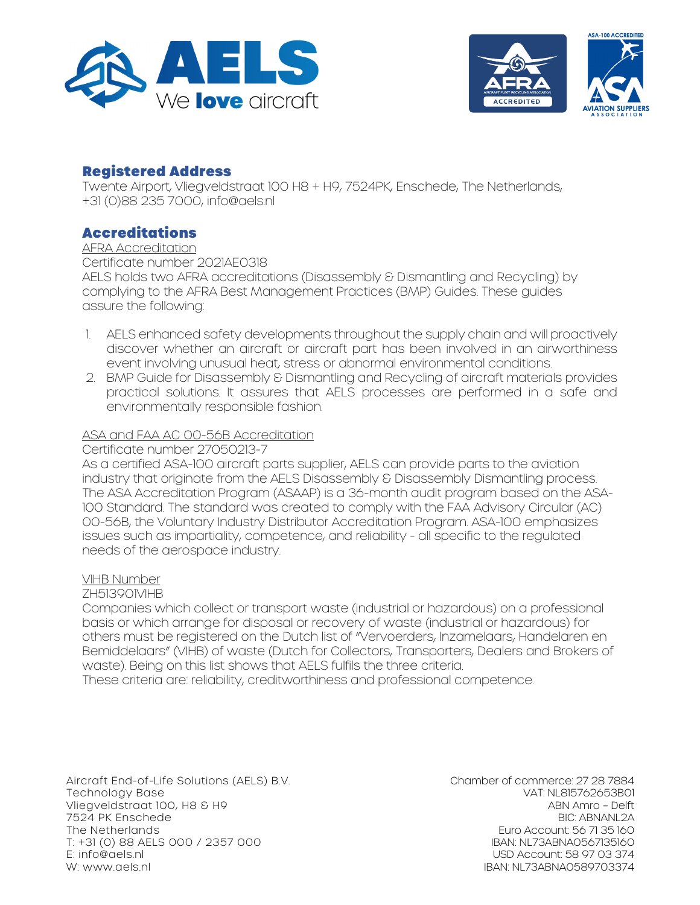## Registered Address

Twente Airport, Vliegveldstraat 100 H8 + H9, 7524PK, Enschede, The Netherlands, +31 (0)88 235 7000, info@aels.nl

## Accreditations

AFRA Accreditation

Certificate number 2021AE0318

AELS holds two AFRA accreditations (Disassembly & Dismantling and Recycling) by complying to the AFRA Best Management Practices (BMP) Guides. These guides assure the following:

1. AELS enhanced safety developments throughout the supply chain and will proactively discover whether an aircraft or aircraft part has been involved in an airworthiness event involving unusual heat, stress or abnormal environmental conditions.
2. BMP Guide for Disassembly & Dismantling and Recycling of aircraft materials provides practical solutions. It assures that AELS processes are performed in a safe and environmentally responsible fashion.

ASA and FAA AC 00-56B Accreditation

Certificate number 27050213-7

As a certified ASA-100 aircraft parts supplier, AELS can provide parts to the aviation industry that originate from the AELS Disassembly & Disassembly Dismantling process. The ASA Accreditation Program (ASAAP) is a 36-month audit program based on the ASA-100 Standard. The standard was created to comply with the FAA Advisory Circular (AC) 00-56B, the Voluntary Industry Distributor Accreditation Program. ASA-100 emphasizes issues such as impartiality, competence, and reliability - all specific to the regulated needs of the aerospace industry.

VIHB Number

ZH513901VIHB

Companies which collect or transport waste (industrial or hazardous) on a professional basis or which arrange for disposal or recovery of waste (industrial or hazardous) for others must be registered on the Dutch list of "Vervoerders, Inzamelaars, Handelaren en Bemiddelaars" (VIHB) of waste (Dutch for Collectors, Transporters, Dealers and Brokers of waste). Being on this list shows that AELS fulfils the three criteria.
These criteria are: reliability, creditworthiness and professional competence.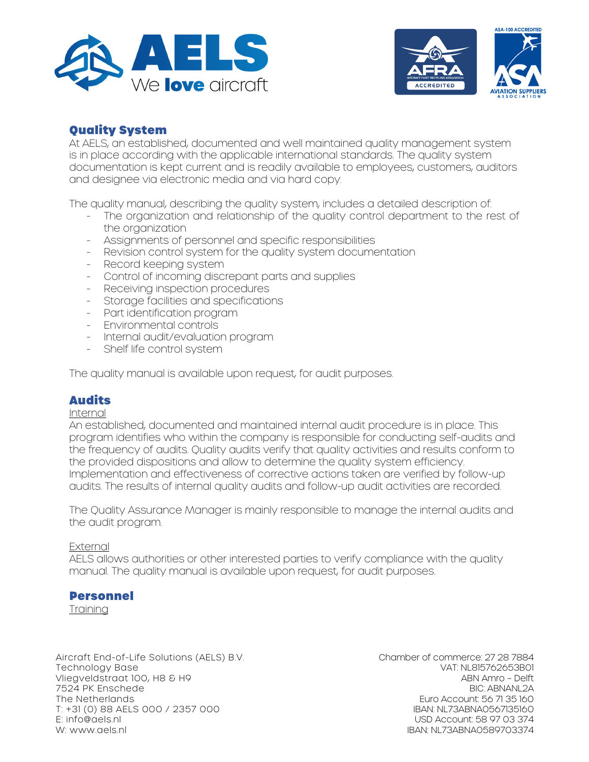## Quality System

At AELS, an established, documented and well maintained quality management system is in place according with the applicable international standards. The quality system documentation is kept current and is readily available to employees, customers, auditors and designee via electronic media and via hard copy.

The quality manual, describing the quality system, includes a detailed description of:

- The organization and relationship of the quality control department to the rest of the organization
- Assignments of personnel and specific responsibilities
- Revision control system for the quality system documentation
- Record keeping system
- Control of incoming discrepant parts and supplies
- Receiving inspection procedures
- Storage facilities and specifications
- Part identification program
- Environmental controls
- Internal audit/evaluation program
- Shelf life control system

The quality manual is available upon request, for audit purposes.

## Audits

Internal

An established, documented and maintained internal audit procedure is in place. This program identifies who within the company is responsible for conducting self-audits and the frequency of audits. Quality audits verify that quality activities and results conform to the provided dispositions and allow to determine the quality system efficiency. Implementation and effectiveness of corrective actions taken are verified by follow-up audits. The results of internal quality audits and follow-up audit activities are recorded.

The Quality Assurance Manager is mainly responsible to manage the internal audits and the audit program.

External

AELS allows authorities or other interested parties to verify compliance with the quality manual. The quality manual is available upon request, for audit purposes.

## Personnel

Training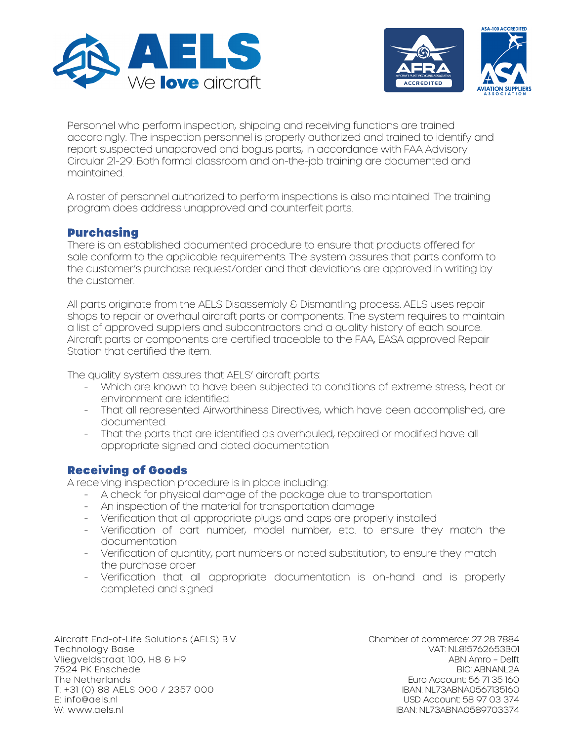Personnel who perform inspection, shipping and receiving functions are trained accordingly. The inspection personnel is properly authorized and trained to identify and report suspected unapproved and bogus parts, in accordance with FAA Advisory Circular 21-29. Both formal classroom and on-the-job training are documented and maintained.

A roster of personnel authorized to perform inspections is also maintained. The training program does address unapproved and counterfeit parts.

## Purchasing

There is an established documented procedure to ensure that products offered for sale conform to the applicable requirements. The system assures that parts conform to the customer's purchase request/order and that deviations are approved in writing by the customer.

All parts originate from the AELS Disassembly & Dismantling process. AELS uses repair shops to repair or overhaul aircraft parts or components. The system requires to maintain a list of approved suppliers and subcontractors and a quality history of each source. Aircraft parts or components are certified traceable to the FAA, EASA approved Repair Station that certified the item.

The quality system assures that AELS' aircraft parts:

- Which are known to have been subjected to conditions of extreme stress, heat or environment are identified.
- That all represented Airworthiness Directives, which have been accomplished, are documented.
- That the parts that are identified as overhauled, repaired or modified have all appropriate signed and dated documentation

## Receiving of Goods

A receiving inspection procedure is in place including:

- A check for physical damage of the package due to transportation
- An inspection of the material for transportation damage
- Verification that all appropriate plugs and caps are properly installed
- Verification of part number, model number, etc. to ensure they match the documentation
- Verification of quantity, part numbers or noted substitution, to ensure they match the purchase order
- Verification that all appropriate documentation is on-hand and is properly completed and signed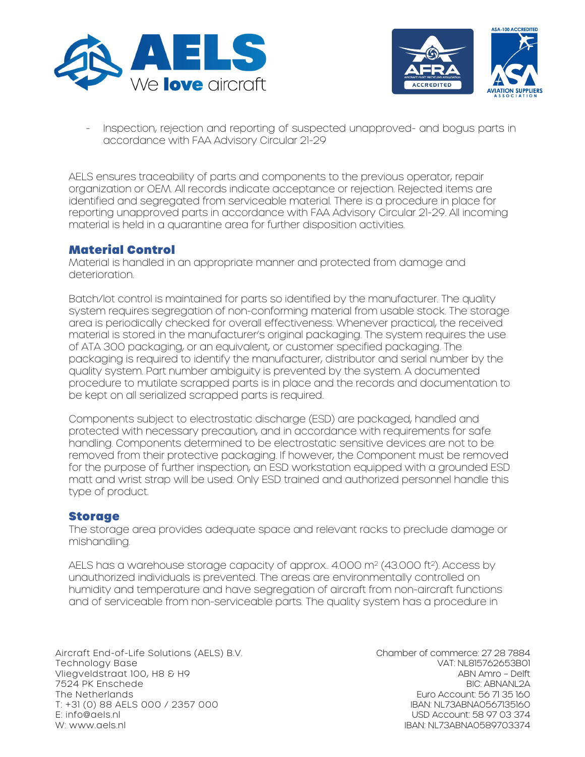- Inspection, rejection and reporting of suspected unapproved- and bogus parts in accordance with FAA Advisory Circular 21-29

AELS ensures traceability of parts and components to the previous operator, repair organization or OEM. All records indicate acceptance or rejection. Rejected items are identified and segregated from serviceable material. There is a procedure in place for reporting unapproved parts in accordance with FAA Advisory Circular 21-29. All incoming material is held in a quarantine area for further disposition activities.

## Material Control

Material is handled in an appropriate manner and protected from damage and deterioration.

Batch/lot control is maintained for parts so identified by the manufacturer. The quality system requires segregation of non-conforming material from usable stock. The storage area is periodically checked for overall effectiveness. Whenever practical, the received material is stored in the manufacturer's original packaging. The system requires the use of ATA 300 packaging, or an equivalent, or customer specified packaging. The packaging is required to identify the manufacturer, distributor and serial number by the quality system. Part number ambiguity is prevented by the system. A documented procedure to mutilate scrapped parts is in place and the records and documentation to be kept on all serialized scrapped parts is required.

Components subject to electrostatic discharge (ESD) are packaged, handled and protected with necessary precaution, and in accordance with requirements for safe handling. Components determined to be electrostatic sensitive devices are not to be removed from their protective packaging. If however, the Component must be removed for the purpose of further inspection, an ESD workstation equipped with a grounded ESD matt and wrist strap will be used. Only ESD trained and authorized personnel handle this type of product.

## Storage

The storage area provides adequate space and relevant racks to preclude damage or mishandling.

AELS has a warehouse storage capacity of approx.. 4.000 m$^2$ (43.000 ft$^2$). Access by unauthorized individuals is prevented. The areas are environmentally controlled on humidity and temperature and have segregation of aircraft from non-aircraft functions and of serviceable from non-serviceable parts. The quality system has a procedure in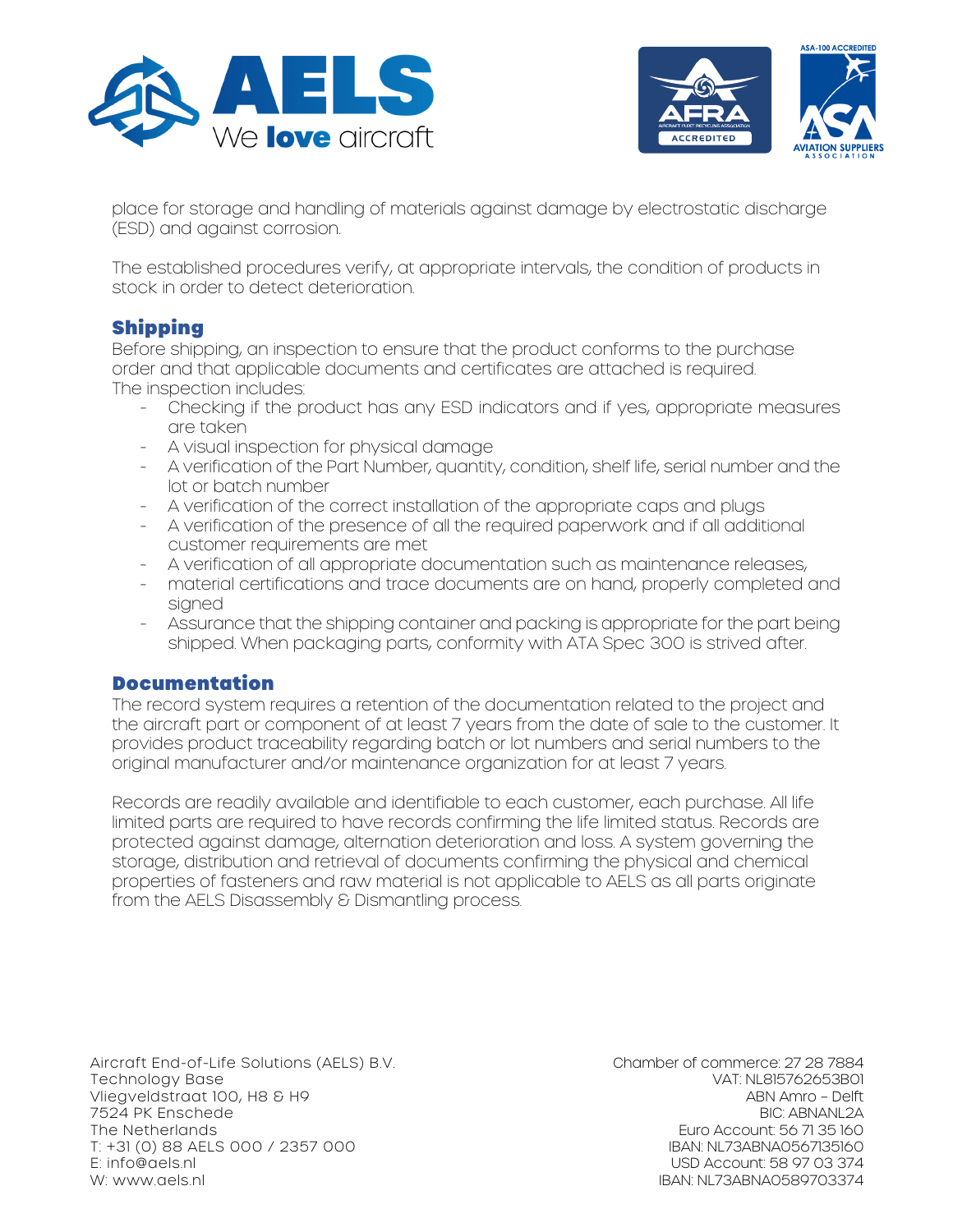place for storage and handling of materials against damage by electrostatic discharge (ESD) and against corrosion.

The established procedures verify, at appropriate intervals, the condition of products in stock in order to detect deterioration.

## Shipping

Before shipping, an inspection to ensure that the product conforms to the purchase order and that applicable documents and certificates are attached is required.
The inspection includes:

- Checking if the product has any ESD indicators and if yes, appropriate measures are taken
- A visual inspection for physical damage
- A verification of the Part Number, quantity, condition, shelf life, serial number and the lot or batch number
- A verification of the correct installation of the appropriate caps and plugs
- A verification of the presence of all the required paperwork and if all additional customer requirements are met
- A verification of all appropriate documentation such as maintenance releases,
- material certifications and trace documents are on hand, properly completed and signed
- Assurance that the shipping container and packing is appropriate for the part being shipped. When packaging parts, conformity with ATA Spec 300 is strived after.

## Documentation

The record system requires a retention of the documentation related to the project and the aircraft part or component of at least 7 years from the date of sale to the customer. It provides product traceability regarding batch or lot numbers and serial numbers to the original manufacturer and/or maintenance organization for at least 7 years.

Records are readily available and identifiable to each customer, each purchase. All life limited parts are required to have records confirming the life limited status. Records are protected against damage, alternation deterioration and loss. A system governing the storage, distribution and retrieval of documents confirming the physical and chemical properties of fasteners and raw material is not applicable to AELS as all parts originate from the AELS Disassembly & Dismantling process.